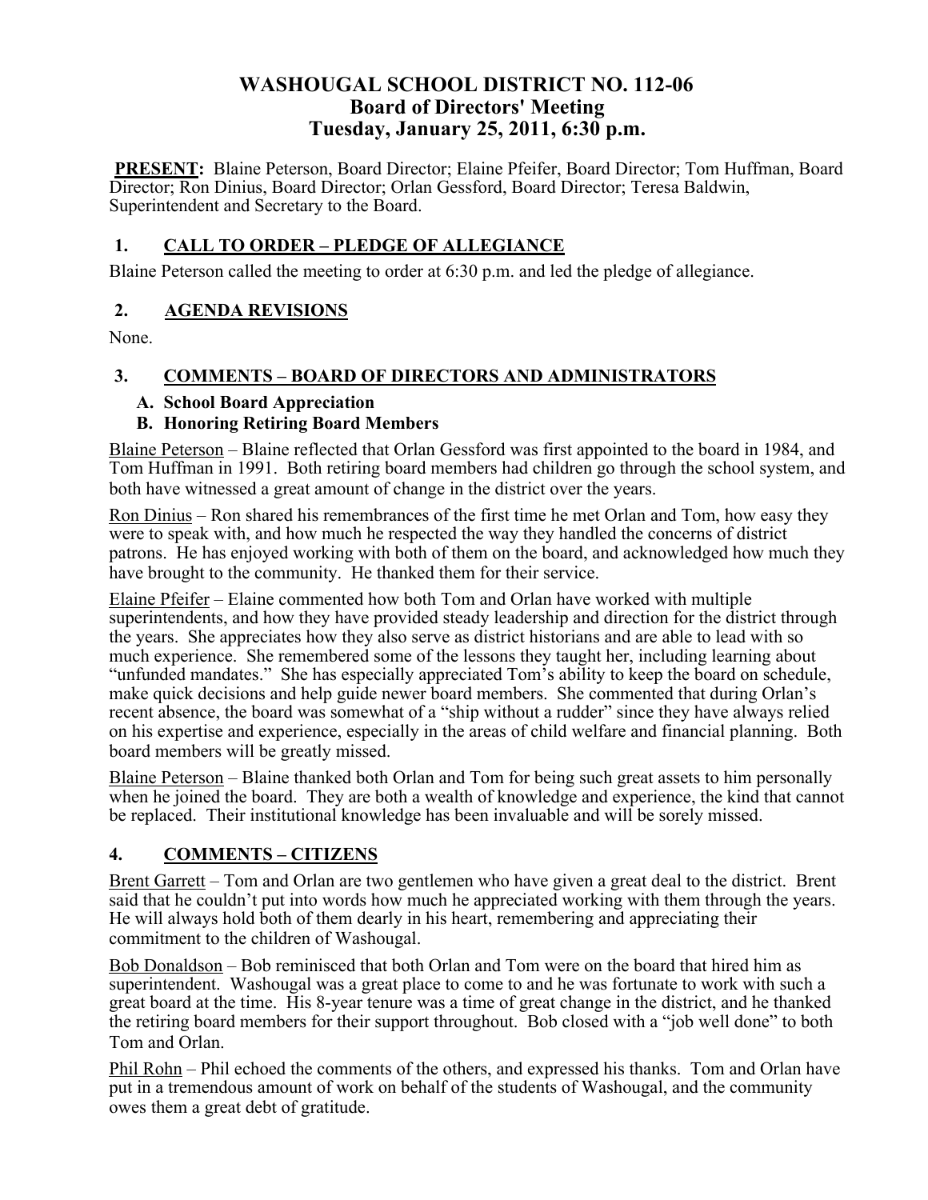# WASHOUGAL SCHOOL DISTRICT NO. 112-06
## Board of Directors' Meeting
## Tuesday, January 25, 2011, 6:30 p.m.

**PRESENT:** Blaine Peterson, Board Director; Elaine Pfeifer, Board Director; Tom Huffman, Board Director; Ron Dinius, Board Director; Orlan Gessford, Board Director; Teresa Baldwin, Superintendent and Secretary to the Board.

### 1. CALL TO ORDER – PLEDGE OF ALLEGIANCE

Blaine Peterson called the meeting to order at 6:30 p.m. and led the pledge of allegiance.

### 2. AGENDA REVISIONS

None.

### 3. COMMENTS – BOARD OF DIRECTORS AND ADMINISTRATORS

**A. School Board Appreciation**

**B. Honoring Retiring Board Members**

Blaine Peterson – Blaine reflected that Orlan Gessford was first appointed to the board in 1984, and Tom Huffman in 1991. Both retiring board members had children go through the school system, and both have witnessed a great amount of change in the district over the years.

Ron Dinius – Ron shared his remembrances of the first time he met Orlan and Tom, how easy they were to speak with, and how much he respected the way they handled the concerns of district patrons. He has enjoyed working with both of them on the board, and acknowledged how much they have brought to the community. He thanked them for their service.

Elaine Pfeifer – Elaine commented how both Tom and Orlan have worked with multiple superintendents, and how they have provided steady leadership and direction for the district through the years. She appreciates how they also serve as district historians and are able to lead with so much experience. She remembered some of the lessons they taught her, including learning about "unfunded mandates." She has especially appreciated Tom's ability to keep the board on schedule, make quick decisions and help guide newer board members. She commented that during Orlan's recent absence, the board was somewhat of a "ship without a rudder" since they have always relied on his expertise and experience, especially in the areas of child welfare and financial planning. Both board members will be greatly missed.

Blaine Peterson – Blaine thanked both Orlan and Tom for being such great assets to him personally when he joined the board. They are both a wealth of knowledge and experience, the kind that cannot be replaced. Their institutional knowledge has been invaluable and will be sorely missed.

### 4. COMMENTS – CITIZENS

Brent Garrett – Tom and Orlan are two gentlemen who have given a great deal to the district. Brent said that he couldn't put into words how much he appreciated working with them through the years. He will always hold both of them dearly in his heart, remembering and appreciating their commitment to the children of Washougal.

Bob Donaldson – Bob reminisced that both Orlan and Tom were on the board that hired him as superintendent. Washougal was a great place to come to and he was fortunate to work with such a great board at the time. His 8-year tenure was a time of great change in the district, and he thanked the retiring board members for their support throughout. Bob closed with a "job well done" to both Tom and Orlan.

Phil Rohn – Phil echoed the comments of the others, and expressed his thanks. Tom and Orlan have put in a tremendous amount of work on behalf of the students of Washougal, and the community owes them a great debt of gratitude.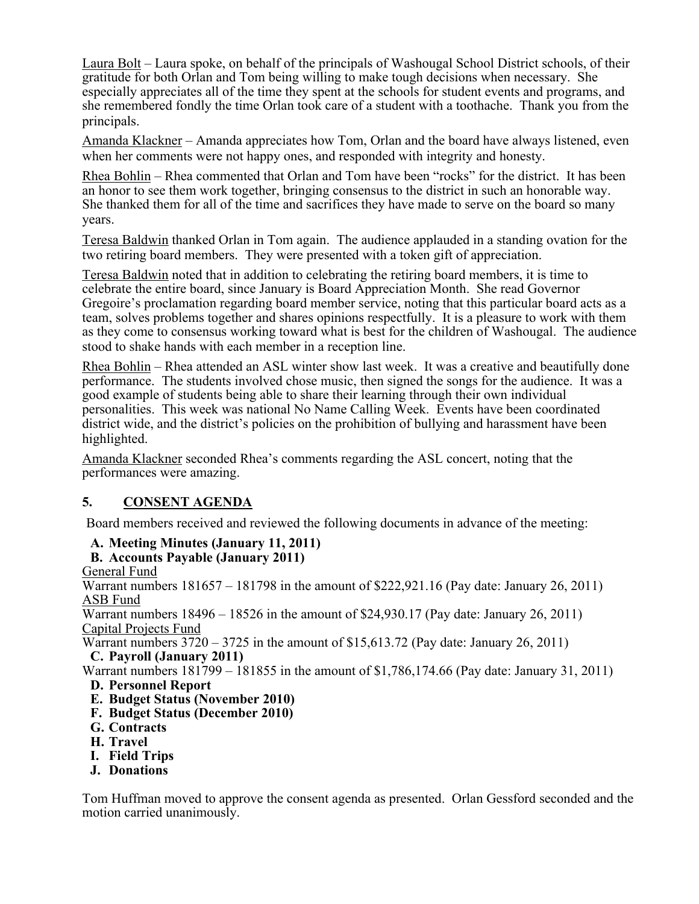Laura Bolt – Laura spoke, on behalf of the principals of Washougal School District schools, of their gratitude for both Orlan and Tom being willing to make tough decisions when necessary. She especially appreciates all of the time they spent at the schools for student events and programs, and she remembered fondly the time Orlan took care of a student with a toothache. Thank you from the principals.

Amanda Klackner – Amanda appreciates how Tom, Orlan and the board have always listened, even when her comments were not happy ones, and responded with integrity and honesty.

Rhea Bohlin – Rhea commented that Orlan and Tom have been "rocks" for the district. It has been an honor to see them work together, bringing consensus to the district in such an honorable way. She thanked them for all of the time and sacrifices they have made to serve on the board so many years.

Teresa Baldwin thanked Orlan in Tom again. The audience applauded in a standing ovation for the two retiring board members. They were presented with a token gift of appreciation.

Teresa Baldwin noted that in addition to celebrating the retiring board members, it is time to celebrate the entire board, since January is Board Appreciation Month. She read Governor Gregoire's proclamation regarding board member service, noting that this particular board acts as a team, solves problems together and shares opinions respectfully. It is a pleasure to work with them as they come to consensus working toward what is best for the children of Washougal. The audience stood to shake hands with each member in a reception line.

Rhea Bohlin – Rhea attended an ASL winter show last week. It was a creative and beautifully done performance. The students involved chose music, then signed the songs for the audience. It was a good example of students being able to share their learning through their own individual personalities. This week was national No Name Calling Week. Events have been coordinated district wide, and the district's policies on the prohibition of bullying and harassment have been highlighted.

Amanda Klackner seconded Rhea's comments regarding the ASL concert, noting that the performances were amazing.

## 5. CONSENT AGENDA

Board members received and reviewed the following documents in advance of the meeting:

**A. Meeting Minutes (January 11, 2011)**

**B. Accounts Payable (January 2011)**

General Fund
Warrant numbers 181657 – 181798 in the amount of $222,921.16 (Pay date: January 26, 2011)

ASB Fund
Warrant numbers 18496 – 18526 in the amount of $24,930.17 (Pay date: January 26, 2011)

Capital Projects Fund
Warrant numbers 3720 – 3725 in the amount of $15,613.72 (Pay date: January 26, 2011)

**C. Payroll (January 2011)**

Warrant numbers 181799 – 181855 in the amount of $1,786,174.66 (Pay date: January 31, 2011)

**D. Personnel Report**

**E. Budget Status (November 2010)**

**F. Budget Status (December 2010)**

**G. Contracts**

**H. Travel**

**I. Field Trips**

**J. Donations**

Tom Huffman moved to approve the consent agenda as presented. Orlan Gessford seconded and the motion carried unanimously.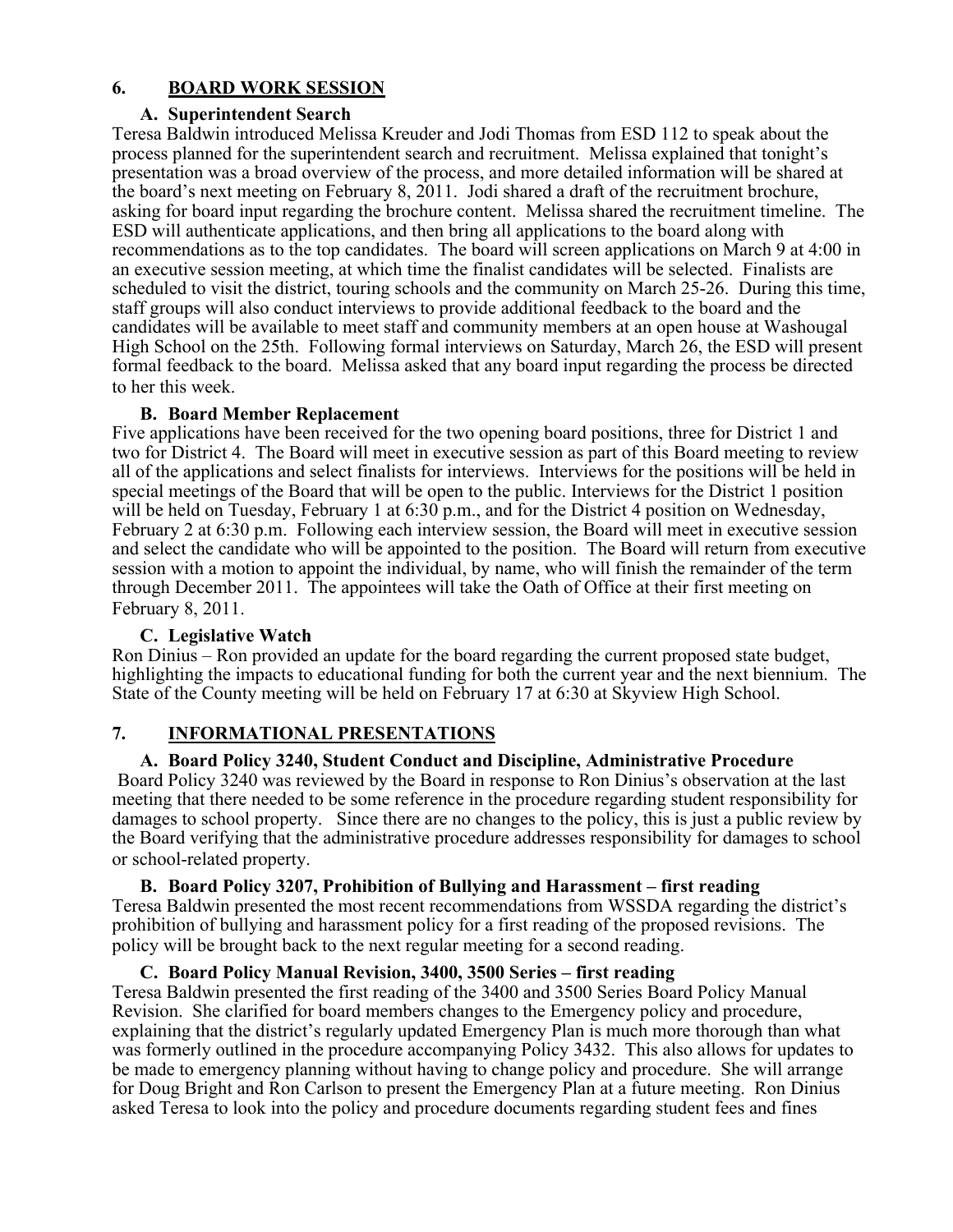## 6. BOARD WORK SESSION

### A. Superintendent Search

Teresa Baldwin introduced Melissa Kreuder and Jodi Thomas from ESD 112 to speak about the process planned for the superintendent search and recruitment. Melissa explained that tonight's presentation was a broad overview of the process, and more detailed information will be shared at the board's next meeting on February 8, 2011. Jodi shared a draft of the recruitment brochure, asking for board input regarding the brochure content. Melissa shared the recruitment timeline. The ESD will authenticate applications, and then bring all applications to the board along with recommendations as to the top candidates. The board will screen applications on March 9 at 4:00 in an executive session meeting, at which time the finalist candidates will be selected. Finalists are scheduled to visit the district, touring schools and the community on March 25-26. During this time, staff groups will also conduct interviews to provide additional feedback to the board and the candidates will be available to meet staff and community members at an open house at Washougal High School on the 25th. Following formal interviews on Saturday, March 26, the ESD will present formal feedback to the board. Melissa asked that any board input regarding the process be directed to her this week.

### B. Board Member Replacement

Five applications have been received for the two opening board positions, three for District 1 and two for District 4. The Board will meet in executive session as part of this Board meeting to review all of the applications and select finalists for interviews. Interviews for the positions will be held in special meetings of the Board that will be open to the public. Interviews for the District 1 position will be held on Tuesday, February 1 at 6:30 p.m., and for the District 4 position on Wednesday, February 2 at 6:30 p.m. Following each interview session, the Board will meet in executive session and select the candidate who will be appointed to the position. The Board will return from executive session with a motion to appoint the individual, by name, who will finish the remainder of the term through December 2011. The appointees will take the Oath of Office at their first meeting on February 8, 2011.

### C. Legislative Watch

Ron Dinius – Ron provided an update for the board regarding the current proposed state budget, highlighting the impacts to educational funding for both the current year and the next biennium. The State of the County meeting will be held on February 17 at 6:30 at Skyview High School.

## 7. INFORMATIONAL PRESENTATIONS

### A. Board Policy 3240, Student Conduct and Discipline, Administrative Procedure

Board Policy 3240 was reviewed by the Board in response to Ron Dinius's observation at the last meeting that there needed to be some reference in the procedure regarding student responsibility for damages to school property. Since there are no changes to the policy, this is just a public review by the Board verifying that the administrative procedure addresses responsibility for damages to school or school-related property.

### B. Board Policy 3207, Prohibition of Bullying and Harassment – first reading

Teresa Baldwin presented the most recent recommendations from WSSDA regarding the district's prohibition of bullying and harassment policy for a first reading of the proposed revisions. The policy will be brought back to the next regular meeting for a second reading.

### C. Board Policy Manual Revision, 3400, 3500 Series – first reading

Teresa Baldwin presented the first reading of the 3400 and 3500 Series Board Policy Manual Revision. She clarified for board members changes to the Emergency policy and procedure, explaining that the district's regularly updated Emergency Plan is much more thorough than what was formerly outlined in the procedure accompanying Policy 3432. This also allows for updates to be made to emergency planning without having to change policy and procedure. She will arrange for Doug Bright and Ron Carlson to present the Emergency Plan at a future meeting. Ron Dinius asked Teresa to look into the policy and procedure documents regarding student fees and fines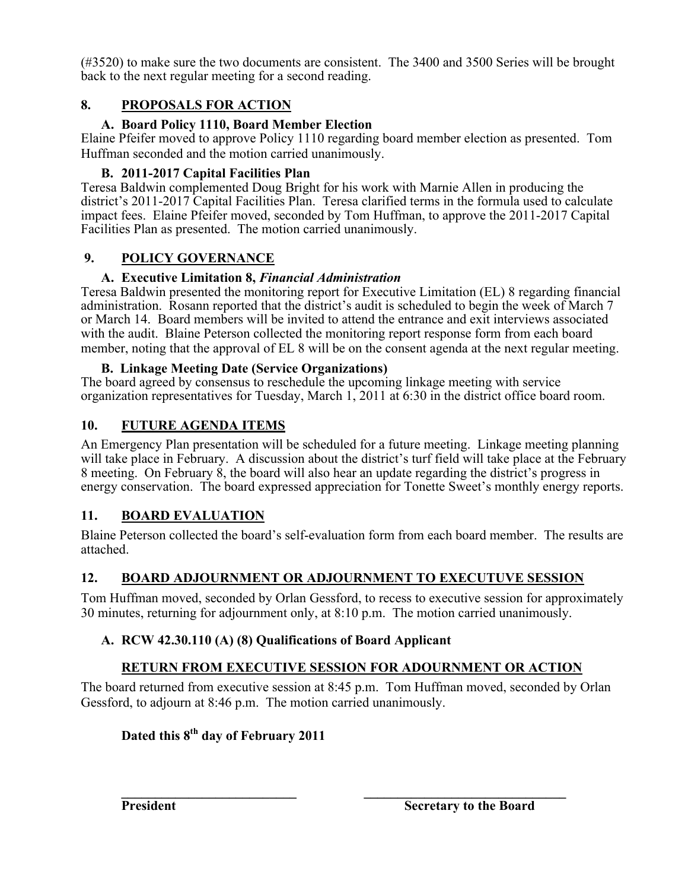(#3520) to make sure the two documents are consistent. The 3400 and 3500 Series will be brought back to the next regular meeting for a second reading.

## 8. PROPOSALS FOR ACTION

### A. Board Policy 1110, Board Member Election

Elaine Pfeifer moved to approve Policy 1110 regarding board member election as presented. Tom Huffman seconded and the motion carried unanimously.

### B. 2011-2017 Capital Facilities Plan

Teresa Baldwin complemented Doug Bright for his work with Marnie Allen in producing the district's 2011-2017 Capital Facilities Plan. Teresa clarified terms in the formula used to calculate impact fees. Elaine Pfeifer moved, seconded by Tom Huffman, to approve the 2011-2017 Capital Facilities Plan as presented. The motion carried unanimously.

## 9. POLICY GOVERNANCE

### A. Executive Limitation 8, *Financial Administration*

Teresa Baldwin presented the monitoring report for Executive Limitation (EL) 8 regarding financial administration. Rosann reported that the district's audit is scheduled to begin the week of March 7 or March 14. Board members will be invited to attend the entrance and exit interviews associated with the audit. Blaine Peterson collected the monitoring report response form from each board member, noting that the approval of EL 8 will be on the consent agenda at the next regular meeting.

### B. Linkage Meeting Date (Service Organizations)

The board agreed by consensus to reschedule the upcoming linkage meeting with service organization representatives for Tuesday, March 1, 2011 at 6:30 in the district office board room.

## 10. FUTURE AGENDA ITEMS

An Emergency Plan presentation will be scheduled for a future meeting. Linkage meeting planning will take place in February. A discussion about the district's turf field will take place at the February 8 meeting. On February 8, the board will also hear an update regarding the district's progress in energy conservation. The board expressed appreciation for Tonette Sweet's monthly energy reports.

## 11. BOARD EVALUATION

Blaine Peterson collected the board's self-evaluation form from each board member. The results are attached.

## 12. BOARD ADJOURNMENT OR ADJOURNMENT TO EXECUTUVE SESSION

Tom Huffman moved, seconded by Orlan Gessford, to recess to executive session for approximately 30 minutes, returning for adjournment only, at 8:10 p.m. The motion carried unanimously.

### A. RCW 42.30.110 (A) (8) Qualifications of Board Applicant

### RETURN FROM EXECUTIVE SESSION FOR ADOURNMENT OR ACTION

The board returned from executive session at 8:45 p.m. Tom Huffman moved, seconded by Orlan Gessford, to adjourn at 8:46 p.m. The motion carried unanimously.

**Dated this 8th day of February 2011**

\_\_\_\_\_\_\_\_\_\_\_\_\_\_\_\_\_\_\_\_\_\_\_\_\_\_\_\_ \_\_\_\_\_\_\_\_\_\_\_\_\_\_\_\_\_\_\_\_\_\_\_\_\_\_\_\_\_\_\_\_

**President** **Secretary to the Board**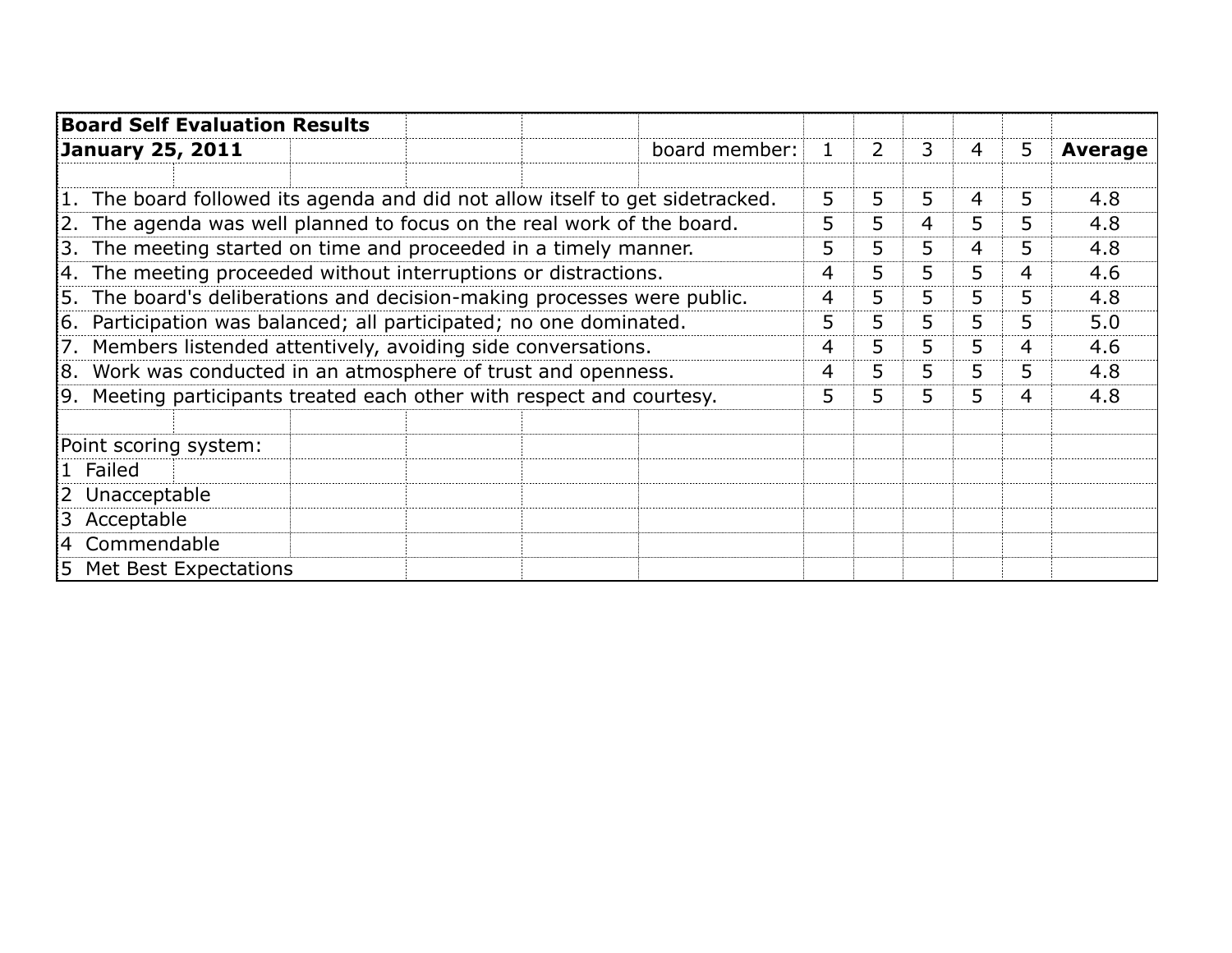**Board Self Evaluation Results**

**January 25, 2011**

| | board member: 1 | 2 | 3 | 4 | 5 | **Average** |
|---|---|---|---|---|---|---|
| 1. The board followed its agenda and did not allow itself to get sidetracked. | 5 | 5 | 5 | 4 | 5 | 4.8 |
| 2. The agenda was well planned to focus on the real work of the board. | 5 | 5 | 4 | 5 | 5 | 4.8 |
| 3. The meeting started on time and proceeded in a timely manner. | 5 | 5 | 5 | 4 | 5 | 4.8 |
| 4. The meeting proceeded without interruptions or distractions. | 4 | 5 | 5 | 5 | 4 | 4.6 |
| 5. The board's deliberations and decision-making processes were public. | 4 | 5 | 5 | 5 | 5 | 4.8 |
| 6. Participation was balanced; all participated; no one dominated. | 5 | 5 | 5 | 5 | 5 | 5.0 |
| 7. Members listended attentively, avoiding side conversations. | 4 | 5 | 5 | 5 | 4 | 4.6 |
| 8. Work was conducted in an atmosphere of trust and openness. | 4 | 5 | 5 | 5 | 5 | 4.8 |
| 9. Meeting participants treated each other with respect and courtesy. | 5 | 5 | 5 | 5 | 4 | 4.8 |

Point scoring system:

1 Failed
2 Unacceptable
3 Acceptable
4 Commendable
5 Met Best Expectations